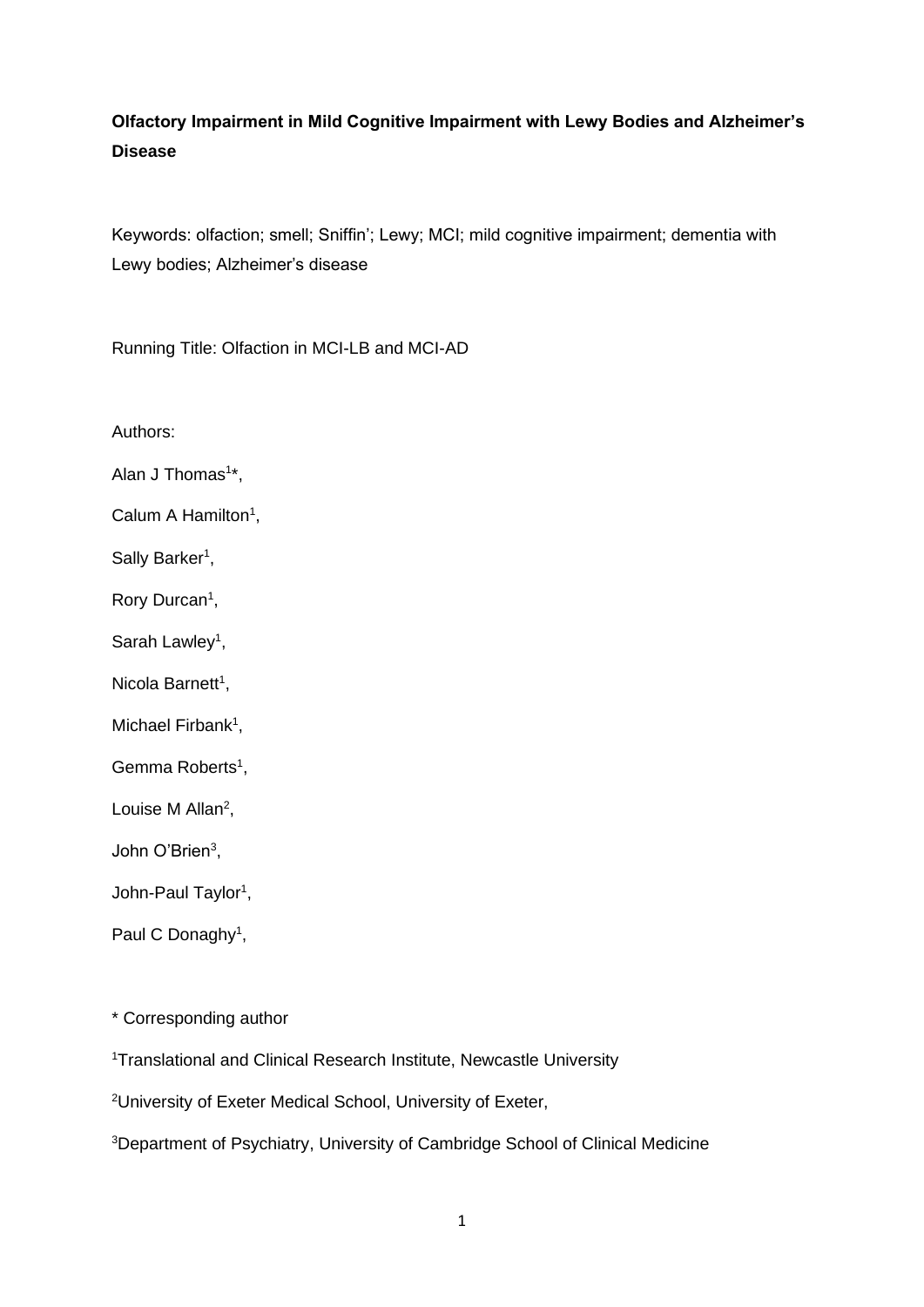# Olfactory Impairment in Mild Cognitive Impairment with Lewy Bodies and Alzheimer's Disease

Keywords: olfaction; smell; Sniffin'; Lewy; MCI; mild cognitive impairment; dementia with Lewy bodies; Alzheimer's disease

Running Title: Olfaction in MCI-LB and MCI-AD

Authors:

Alan J Thomas[1]*,

Calum A Hamilton[1],

Sally Barker[1],

Rory Durcan[1],

Sarah Lawley[1],

Nicola Barnett[1],

Michael Firbank[1],

Gemma Roberts[1],

Louise M Allan[2],

John O'Brien[3],

John-Paul Taylor[1],

Paul C Donaghy[1],

* Corresponding author

[1]Translational and Clinical Research Institute, Newcastle University

[2]University of Exeter Medical School, University of Exeter,

[3]Department of Psychiatry, University of Cambridge School of Clinical Medicine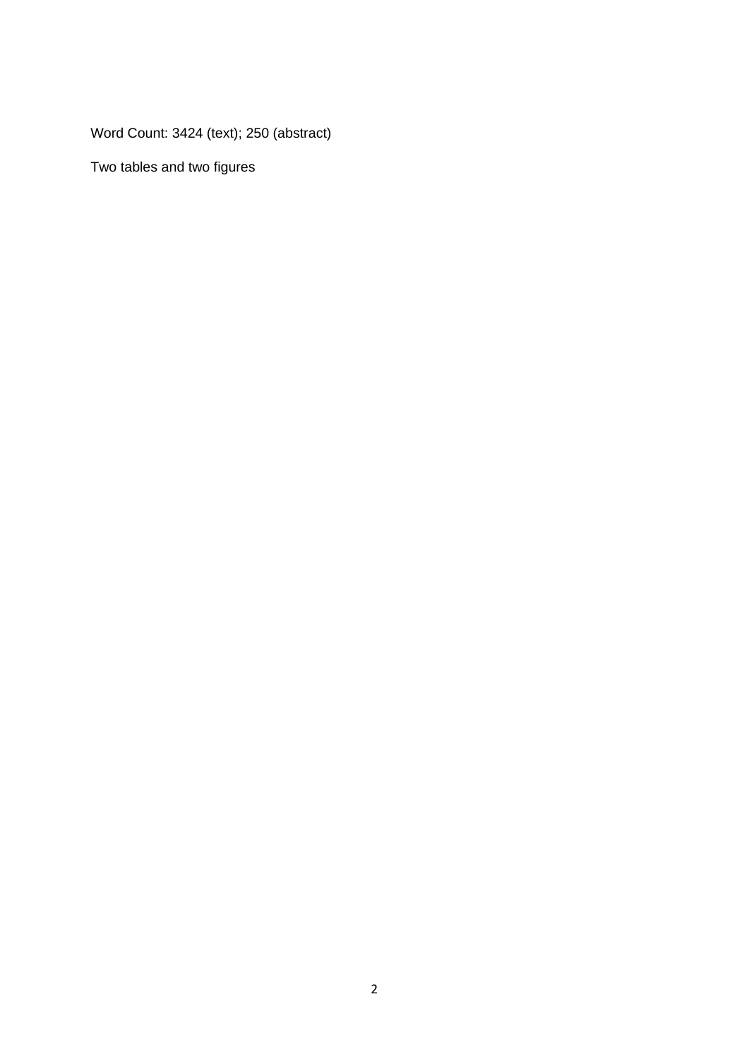Word Count: 3424 (text); 250 (abstract)

Two tables and two figures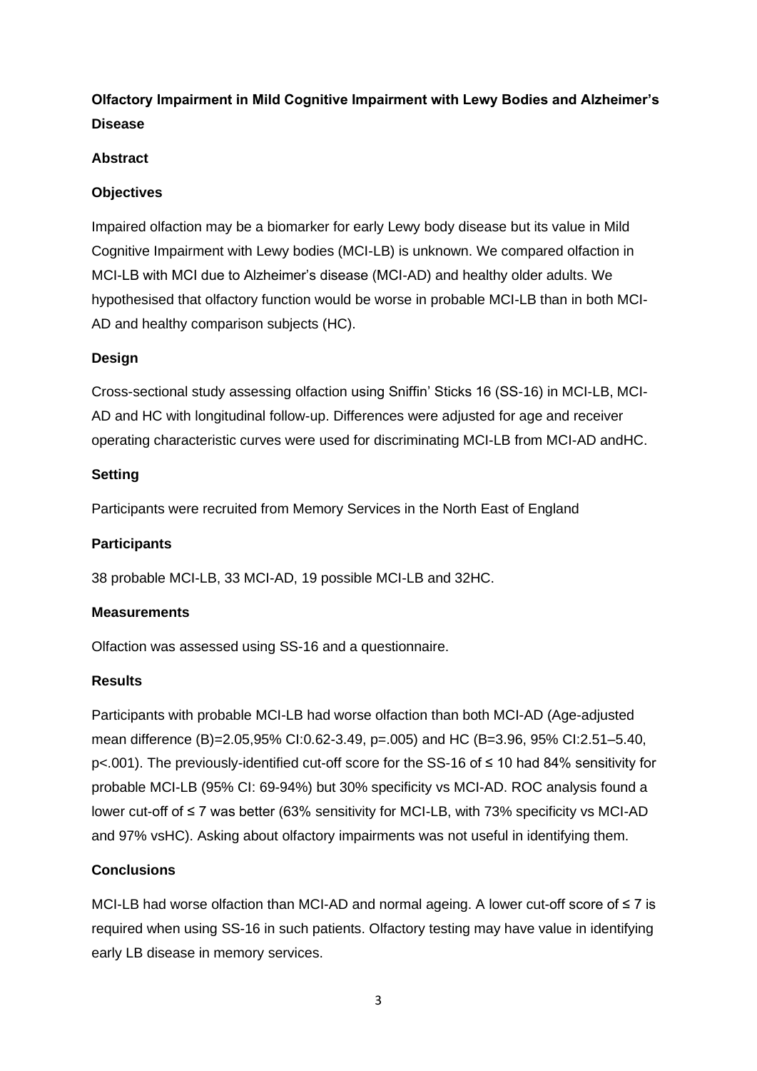# Olfactory Impairment in Mild Cognitive Impairment with Lewy Bodies and Alzheimer's Disease

## Abstract

### Objectives

Impaired olfaction may be a biomarker for early Lewy body disease but its value in Mild Cognitive Impairment with Lewy bodies (MCI-LB) is unknown. We compared olfaction in MCI-LB with MCI due to Alzheimer's disease (MCI-AD) and healthy older adults. We hypothesised that olfactory function would be worse in probable MCI-LB than in both MCI-AD and healthy comparison subjects (HC).

### Design

Cross-sectional study assessing olfaction using Sniffin' Sticks 16 (SS-16) in MCI-LB, MCI-AD and HC with longitudinal follow-up. Differences were adjusted for age and receiver operating characteristic curves were used for discriminating MCI-LB from MCI-AD andHC.

### Setting

Participants were recruited from Memory Services in the North East of England

### Participants

38 probable MCI-LB, 33 MCI-AD, 19 possible MCI-LB and 32HC.

### Measurements

Olfaction was assessed using SS-16 and a questionnaire.

### Results

Participants with probable MCI-LB had worse olfaction than both MCI-AD (Age-adjusted mean difference (B)=2.05,95% CI:0.62-3.49, p=.005) and HC (B=3.96, 95% CI:2.51–5.40, p<.001). The previously-identified cut-off score for the SS-16 of ≤ 10 had 84% sensitivity for probable MCI-LB (95% CI: 69-94%) but 30% specificity vs MCI-AD. ROC analysis found a lower cut-off of ≤ 7 was better (63% sensitivity for MCI-LB, with 73% specificity vs MCI-AD and 97% vsHC). Asking about olfactory impairments was not useful in identifying them.

### Conclusions

MCI-LB had worse olfaction than MCI-AD and normal ageing. A lower cut-off score of ≤ 7 is required when using SS-16 in such patients. Olfactory testing may have value in identifying early LB disease in memory services.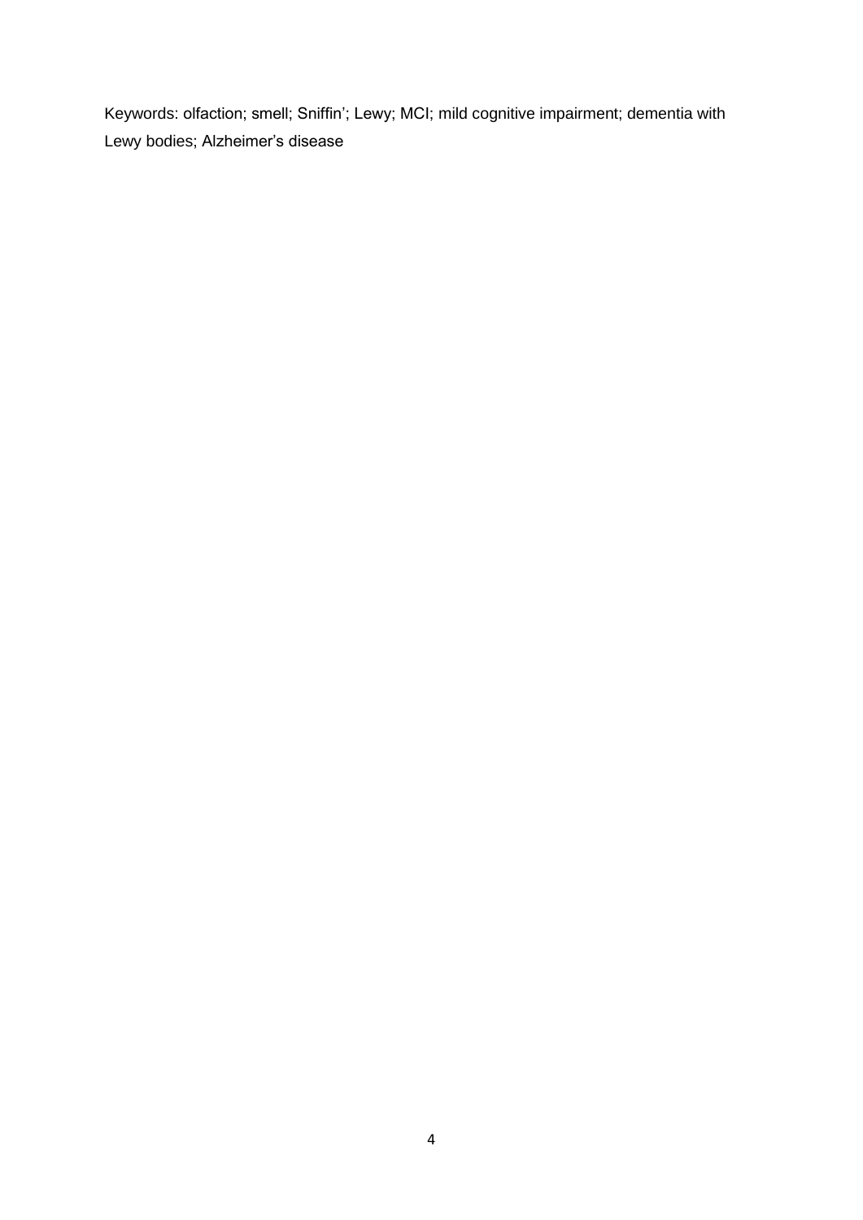Keywords: olfaction; smell; Sniffin’; Lewy; MCI; mild cognitive impairment; dementia with Lewy bodies; Alzheimer’s disease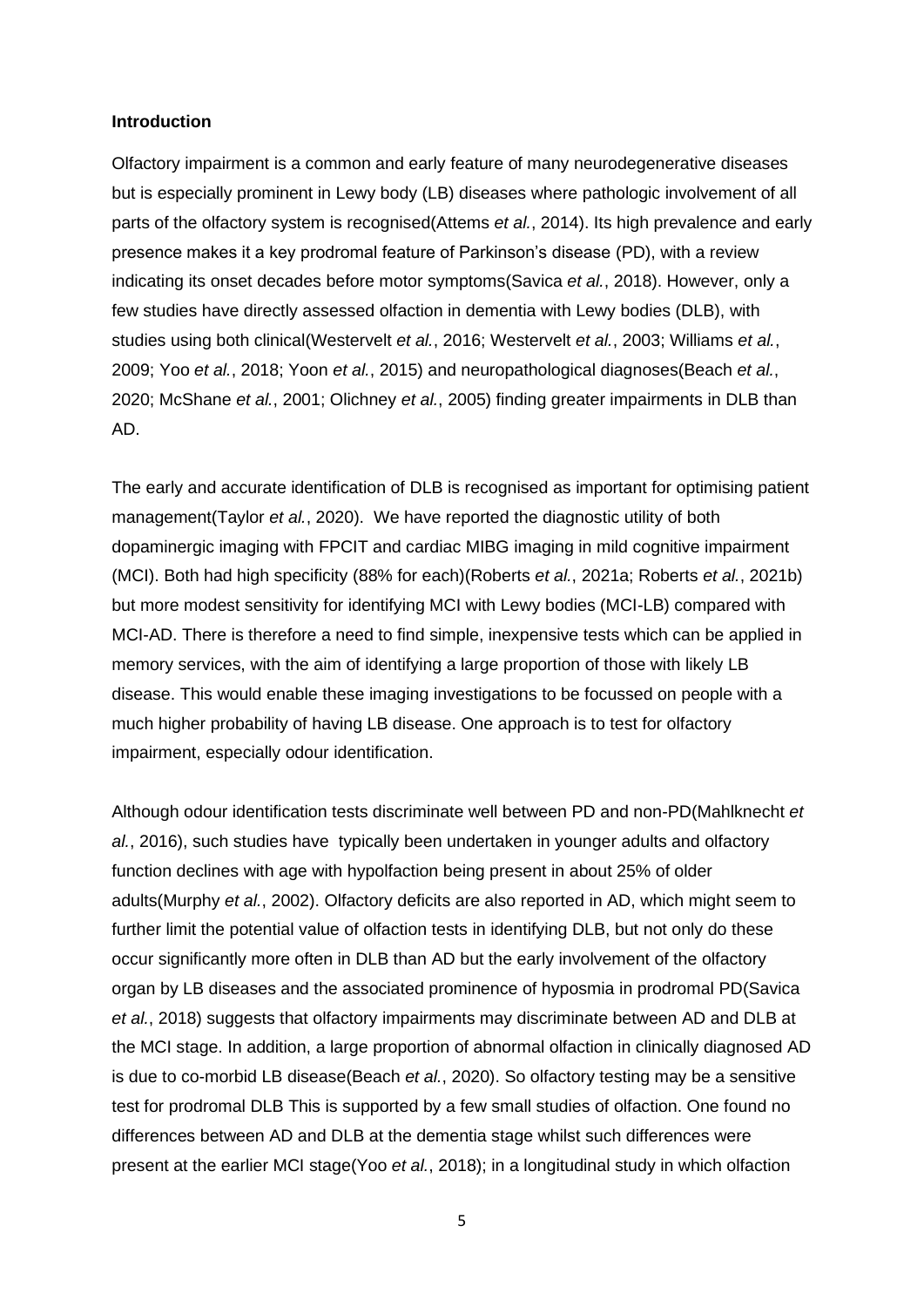**Introduction**

Olfactory impairment is a common and early feature of many neurodegenerative diseases but is especially prominent in Lewy body (LB) diseases where pathologic involvement of all parts of the olfactory system is recognised(Attems *et al.*, 2014). Its high prevalence and early presence makes it a key prodromal feature of Parkinson's disease (PD), with a review indicating its onset decades before motor symptoms(Savica *et al.*, 2018). However, only a few studies have directly assessed olfaction in dementia with Lewy bodies (DLB), with studies using both clinical(Westervelt *et al.*, 2016; Westervelt *et al.*, 2003; Williams *et al.*, 2009; Yoo *et al.*, 2018; Yoon *et al.*, 2015) and neuropathological diagnoses(Beach *et al.*, 2020; McShane *et al.*, 2001; Olichney *et al.*, 2005) finding greater impairments in DLB than AD.

The early and accurate identification of DLB is recognised as important for optimising patient management(Taylor *et al.*, 2020). We have reported the diagnostic utility of both dopaminergic imaging with FPCIT and cardiac MIBG imaging in mild cognitive impairment (MCI). Both had high specificity (88% for each)(Roberts *et al.*, 2021a; Roberts *et al.*, 2021b) but more modest sensitivity for identifying MCI with Lewy bodies (MCI-LB) compared with MCI-AD. There is therefore a need to find simple, inexpensive tests which can be applied in memory services, with the aim of identifying a large proportion of those with likely LB disease. This would enable these imaging investigations to be focussed on people with a much higher probability of having LB disease. One approach is to test for olfactory impairment, especially odour identification.

Although odour identification tests discriminate well between PD and non-PD(Mahlknecht *et al.*, 2016), such studies have typically been undertaken in younger adults and olfactory function declines with age with hypolfaction being present in about 25% of older adults(Murphy *et al.*, 2002). Olfactory deficits are also reported in AD, which might seem to further limit the potential value of olfaction tests in identifying DLB, but not only do these occur significantly more often in DLB than AD but the early involvement of the olfactory organ by LB diseases and the associated prominence of hyposmia in prodromal PD(Savica *et al.*, 2018) suggests that olfactory impairments may discriminate between AD and DLB at the MCI stage. In addition, a large proportion of abnormal olfaction in clinically diagnosed AD is due to co-morbid LB disease(Beach *et al.*, 2020). So olfactory testing may be a sensitive test for prodromal DLB This is supported by a few small studies of olfaction. One found no differences between AD and DLB at the dementia stage whilst such differences were present at the earlier MCI stage(Yoo *et al.*, 2018); in a longitudinal study in which olfaction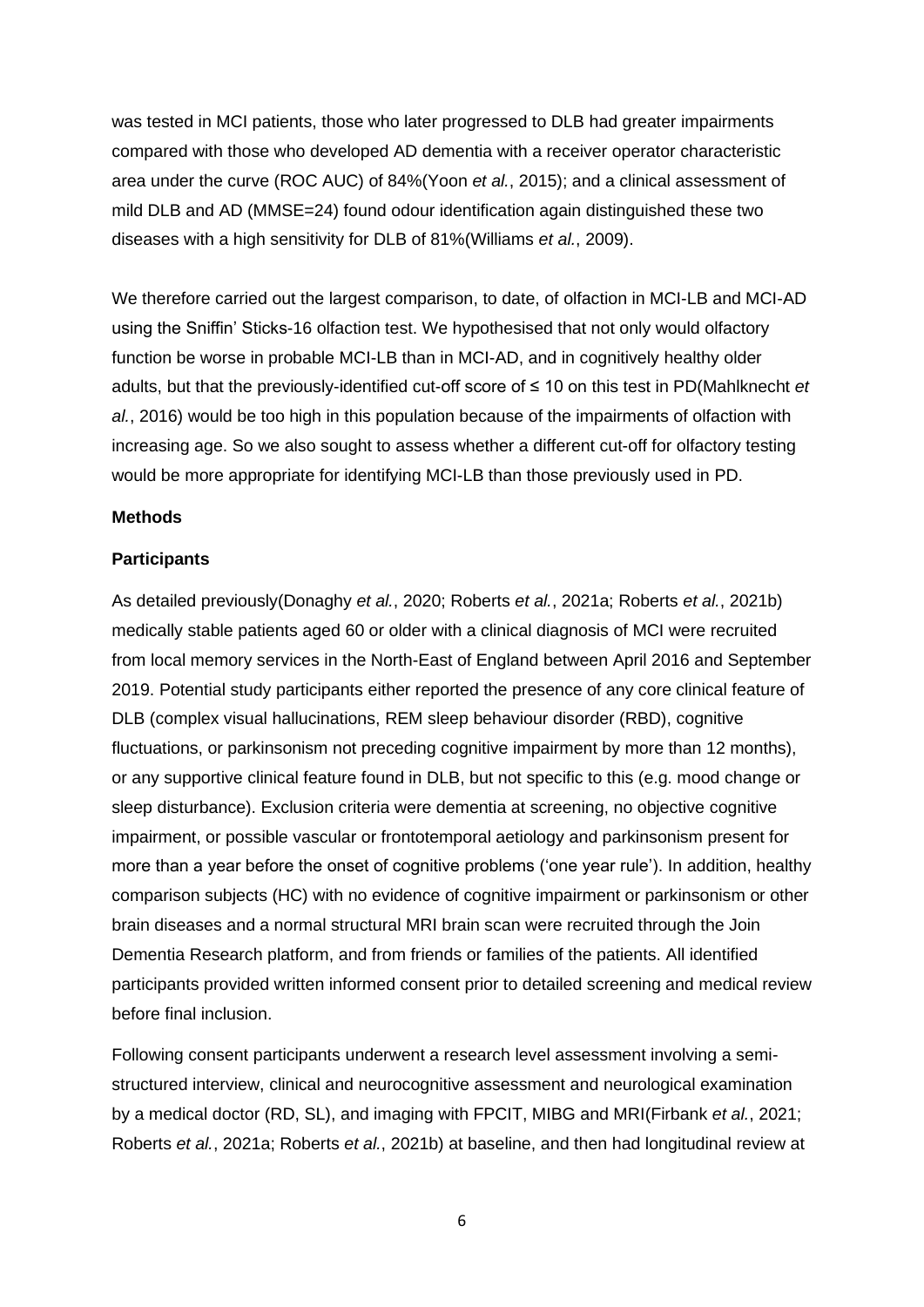was tested in MCI patients, those who later progressed to DLB had greater impairments compared with those who developed AD dementia with a receiver operator characteristic area under the curve (ROC AUC) of 84%(Yoon *et al.*, 2015); and a clinical assessment of mild DLB and AD (MMSE=24) found odour identification again distinguished these two diseases with a high sensitivity for DLB of 81%(Williams *et al.*, 2009).

We therefore carried out the largest comparison, to date, of olfaction in MCI-LB and MCI-AD using the Sniffin' Sticks-16 olfaction test. We hypothesised that not only would olfactory function be worse in probable MCI-LB than in MCI-AD, and in cognitively healthy older adults, but that the previously-identified cut-off score of ≤ 10 on this test in PD(Mahlknecht *et al.*, 2016) would be too high in this population because of the impairments of olfaction with increasing age. So we also sought to assess whether a different cut-off for olfactory testing would be more appropriate for identifying MCI-LB than those previously used in PD.

**Methods**

**Participants**

As detailed previously(Donaghy *et al.*, 2020; Roberts *et al.*, 2021a; Roberts *et al.*, 2021b) medically stable patients aged 60 or older with a clinical diagnosis of MCI were recruited from local memory services in the North-East of England between April 2016 and September 2019. Potential study participants either reported the presence of any core clinical feature of DLB (complex visual hallucinations, REM sleep behaviour disorder (RBD), cognitive fluctuations, or parkinsonism not preceding cognitive impairment by more than 12 months), or any supportive clinical feature found in DLB, but not specific to this (e.g. mood change or sleep disturbance). Exclusion criteria were dementia at screening, no objective cognitive impairment, or possible vascular or frontotemporal aetiology and parkinsonism present for more than a year before the onset of cognitive problems ('one year rule'). In addition, healthy comparison subjects (HC) with no evidence of cognitive impairment or parkinsonism or other brain diseases and a normal structural MRI brain scan were recruited through the Join Dementia Research platform, and from friends or families of the patients. All identified participants provided written informed consent prior to detailed screening and medical review before final inclusion.

Following consent participants underwent a research level assessment involving a semi-structured interview, clinical and neurocognitive assessment and neurological examination by a medical doctor (RD, SL), and imaging with FPCIT, MIBG and MRI(Firbank *et al.*, 2021; Roberts *et al.*, 2021a; Roberts *et al.*, 2021b) at baseline, and then had longitudinal review at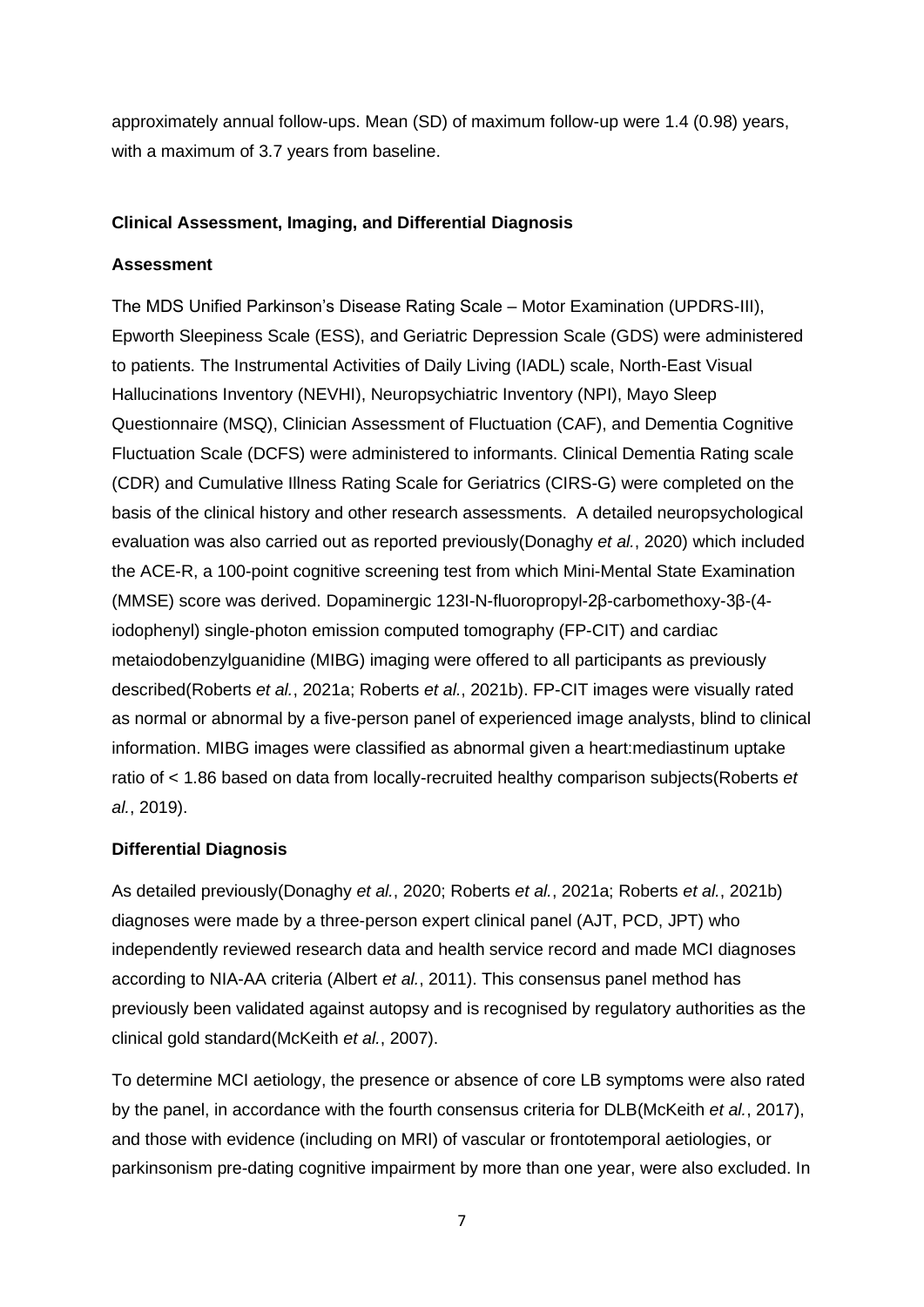approximately annual follow-ups. Mean (SD) of maximum follow-up were 1.4 (0.98) years, with a maximum of 3.7 years from baseline.

**Clinical Assessment, Imaging, and Differential Diagnosis**

**Assessment**

The MDS Unified Parkinson's Disease Rating Scale – Motor Examination (UPDRS-III), Epworth Sleepiness Scale (ESS), and Geriatric Depression Scale (GDS) were administered to patients. The Instrumental Activities of Daily Living (IADL) scale, North-East Visual Hallucinations Inventory (NEVHI), Neuropsychiatric Inventory (NPI), Mayo Sleep Questionnaire (MSQ), Clinician Assessment of Fluctuation (CAF), and Dementia Cognitive Fluctuation Scale (DCFS) were administered to informants. Clinical Dementia Rating scale (CDR) and Cumulative Illness Rating Scale for Geriatrics (CIRS-G) were completed on the basis of the clinical history and other research assessments. A detailed neuropsychological evaluation was also carried out as reported previously(Donaghy *et al.*, 2020) which included the ACE-R, a 100-point cognitive screening test from which Mini-Mental State Examination (MMSE) score was derived. Dopaminergic 123I-N-fluoropropyl-2β-carbomethoxy-3β-(4-iodophenyl) single-photon emission computed tomography (FP-CIT) and cardiac metaiodobenzylguanidine (MIBG) imaging were offered to all participants as previously described(Roberts *et al.*, 2021a; Roberts *et al.*, 2021b). FP-CIT images were visually rated as normal or abnormal by a five-person panel of experienced image analysts, blind to clinical information. MIBG images were classified as abnormal given a heart:mediastinum uptake ratio of < 1.86 based on data from locally-recruited healthy comparison subjects(Roberts *et al.*, 2019).

**Differential Diagnosis**

As detailed previously(Donaghy *et al.*, 2020; Roberts *et al.*, 2021a; Roberts *et al.*, 2021b) diagnoses were made by a three-person expert clinical panel (AJT, PCD, JPT) who independently reviewed research data and health service record and made MCI diagnoses according to NIA-AA criteria (Albert *et al.*, 2011). This consensus panel method has previously been validated against autopsy and is recognised by regulatory authorities as the clinical gold standard(McKeith *et al.*, 2007).

To determine MCI aetiology, the presence or absence of core LB symptoms were also rated by the panel, in accordance with the fourth consensus criteria for DLB(McKeith *et al.*, 2017), and those with evidence (including on MRI) of vascular or frontotemporal aetiologies, or parkinsonism pre-dating cognitive impairment by more than one year, were also excluded. In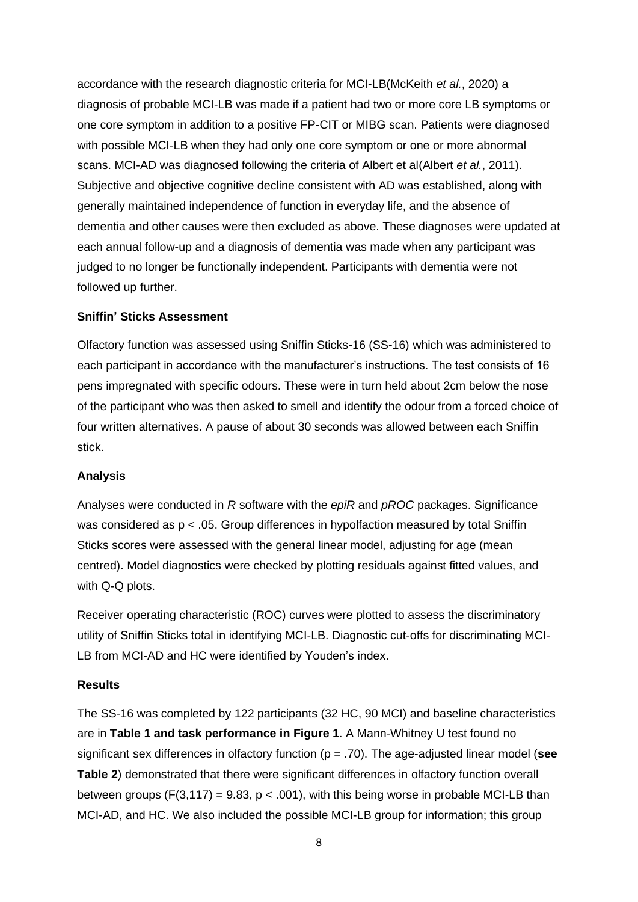accordance with the research diagnostic criteria for MCI-LB(McKeith *et al.*, 2020) a diagnosis of probable MCI-LB was made if a patient had two or more core LB symptoms or one core symptom in addition to a positive FP-CIT or MIBG scan. Patients were diagnosed with possible MCI-LB when they had only one core symptom or one or more abnormal scans. MCI-AD was diagnosed following the criteria of Albert et al(Albert *et al.*, 2011). Subjective and objective cognitive decline consistent with AD was established, along with generally maintained independence of function in everyday life, and the absence of dementia and other causes were then excluded as above. These diagnoses were updated at each annual follow-up and a diagnosis of dementia was made when any participant was judged to no longer be functionally independent. Participants with dementia were not followed up further.

**Sniffin' Sticks Assessment**

Olfactory function was assessed using Sniffin Sticks-16 (SS-16) which was administered to each participant in accordance with the manufacturer's instructions. The test consists of 16 pens impregnated with specific odours. These were in turn held about 2cm below the nose of the participant who was then asked to smell and identify the odour from a forced choice of four written alternatives. A pause of about 30 seconds was allowed between each Sniffin stick.

**Analysis**

Analyses were conducted in *R* software with the *epiR* and *pROC* packages. Significance was considered as $p < .05$. Group differences in hypolfaction measured by total Sniffin Sticks scores were assessed with the general linear model, adjusting for age (mean centred). Model diagnostics were checked by plotting residuals against fitted values, and with Q-Q plots.

Receiver operating characteristic (ROC) curves were plotted to assess the discriminatory utility of Sniffin Sticks total in identifying MCI-LB. Diagnostic cut-offs for discriminating MCI-LB from MCI-AD and HC were identified by Youden's index.

**Results**

The SS-16 was completed by 122 participants (32 HC, 90 MCI) and baseline characteristics are in **Table 1 and task performance in Figure 1**. A Mann-Whitney U test found no significant sex differences in olfactory function ($p = .70$). The age-adjusted linear model (**see Table 2**) demonstrated that there were significant differences in olfactory function overall between groups ($F(3,117) = 9.83$, $p < .001$), with this being worse in probable MCI-LB than MCI-AD, and HC. We also included the possible MCI-LB group for information; this group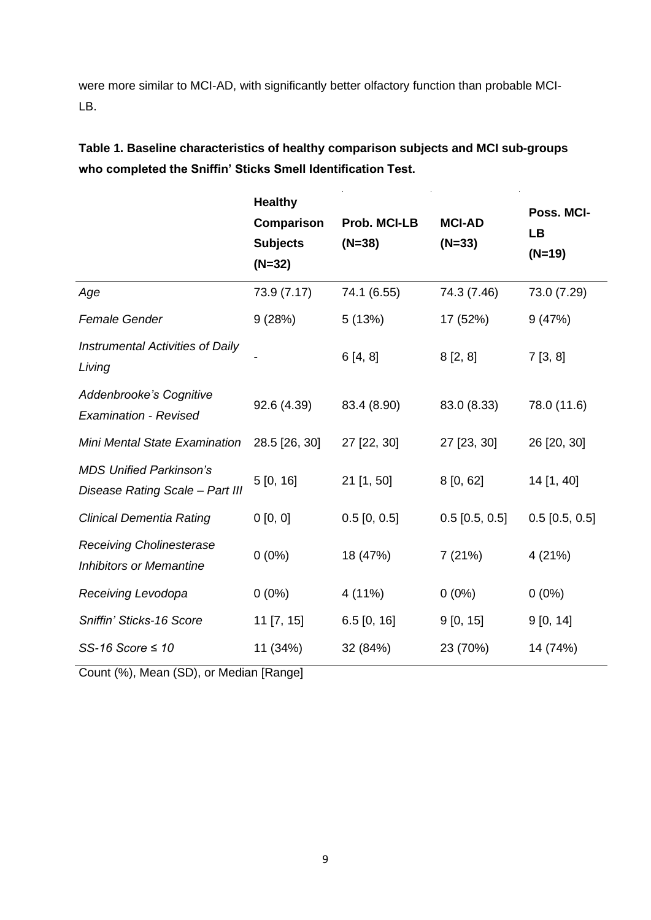were more similar to MCI-AD, with significantly better olfactory function than probable MCI-LB.

**Table 1. Baseline characteristics of healthy comparison subjects and MCI sub-groups who completed the Sniffin' Sticks Smell Identification Test.**

| | **Healthy Comparison Subjects (N=32)** | **Prob. MCI-LB (N=38)** | **MCI-AD (N=33)** | **Poss. MCI-LB (N=19)** |
|---|---|---|---|---|
| *Age* | 73.9 (7.17) | 74.1 (6.55) | 74.3 (7.46) | 73.0 (7.29) |
| *Female Gender* | 9 (28%) | 5 (13%) | 17 (52%) | 9 (47%) |
| *Instrumental Activities of Daily Living* | - | 6 [4, 8] | 8 [2, 8] | 7 [3, 8] |
| *Addenbrooke's Cognitive Examination - Revised* | 92.6 (4.39) | 83.4 (8.90) | 83.0 (8.33) | 78.0 (11.6) |
| *Mini Mental State Examination* | 28.5 [26, 30] | 27 [22, 30] | 27 [23, 30] | 26 [20, 30] |
| *MDS Unified Parkinson's Disease Rating Scale – Part III* | 5 [0, 16] | 21 [1, 50] | 8 [0, 62] | 14 [1, 40] |
| *Clinical Dementia Rating* | 0 [0, 0] | 0.5 [0, 0.5] | 0.5 [0.5, 0.5] | 0.5 [0.5, 0.5] |
| *Receiving Cholinesterase Inhibitors or Memantine* | 0 (0%) | 18 (47%) | 7 (21%) | 4 (21%) |
| *Receiving Levodopa* | 0 (0%) | 4 (11%) | 0 (0%) | 0 (0%) |
| *Sniffin' Sticks-16 Score* | 11 [7, 15] | 6.5 [0, 16] | 9 [0, 15] | 9 [0, 14] |
| *SS-16 Score ≤ 10* | 11 (34%) | 32 (84%) | 23 (70%) | 14 (74%) |

Count (%), Mean (SD), or Median [Range]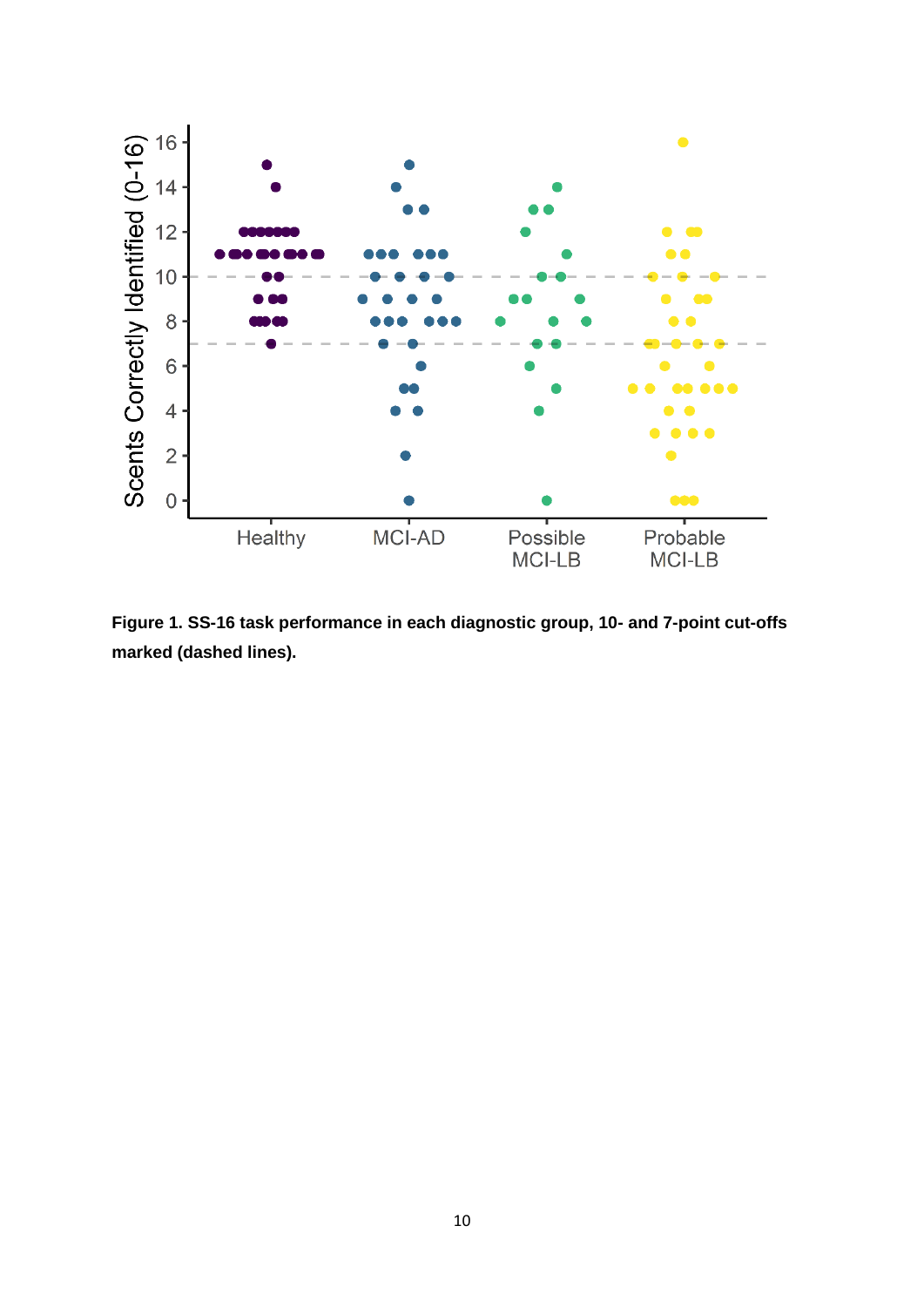**Figure 1. SS-16 task performance in each diagnostic group, 10- and 7-point cut-offs marked (dashed lines).**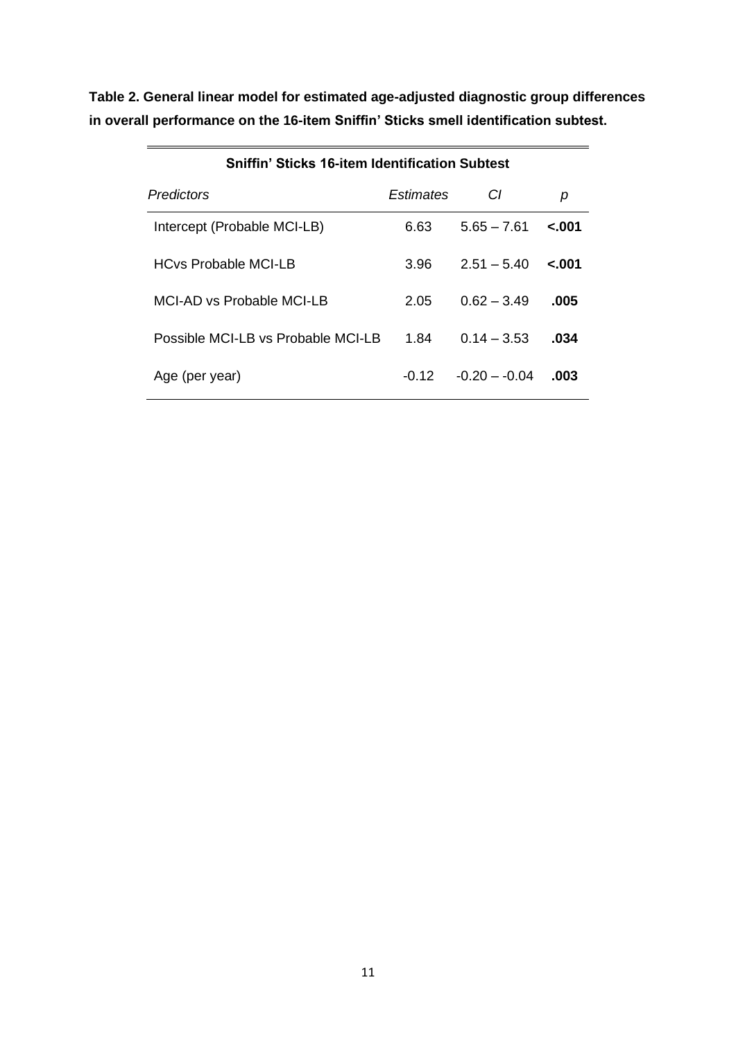**Table 2. General linear model for estimated age-adjusted diagnostic group differences in overall performance on the 16-item Sniffin' Sticks smell identification subtest.**

| Sniffin' Sticks 16-item Identification Subtest | | | |
|---|---|---|---|
| *Predictors* | *Estimates* | *CI* | *p* |
| Intercept (Probable MCI-LB) | 6.63 | 5.65 – 7.61 | **<.001** |
| HCvs Probable MCI-LB | 3.96 | 2.51 – 5.40 | **<.001** |
| MCI-AD vs Probable MCI-LB | 2.05 | 0.62 – 3.49 | **.005** |
| Possible MCI-LB vs Probable MCI-LB | 1.84 | 0.14 – 3.53 | **.034** |
| Age (per year) | -0.12 | -0.20 – -0.04 | **.003** |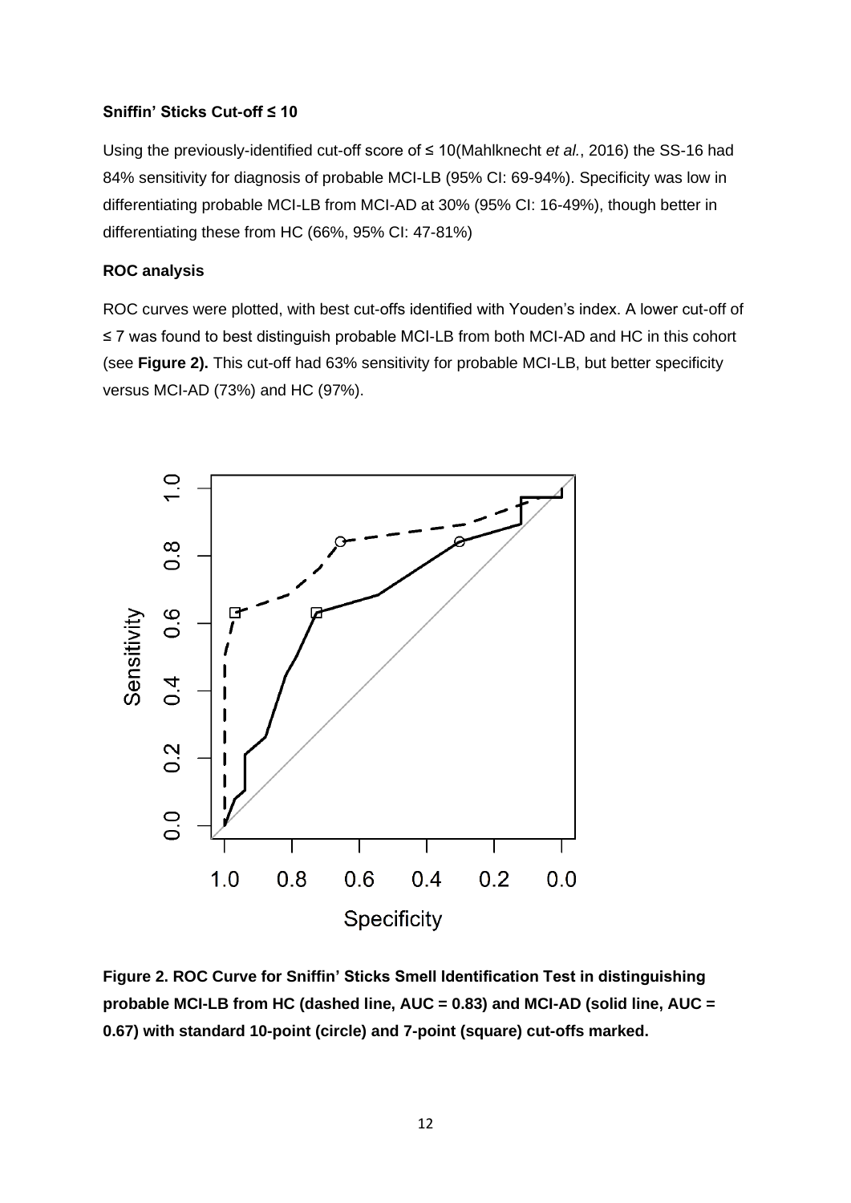**Sniffin' Sticks Cut-off ≤ 10**

Using the previously-identified cut-off score of ≤ 10(Mahlknecht *et al.*, 2016) the SS-16 had 84% sensitivity for diagnosis of probable MCI-LB (95% CI: 69-94%). Specificity was low in differentiating probable MCI-LB from MCI-AD at 30% (95% CI: 16-49%), though better in differentiating these from HC (66%, 95% CI: 47-81%)

**ROC analysis**

ROC curves were plotted, with best cut-offs identified with Youden's index. A lower cut-off of ≤ 7 was found to best distinguish probable MCI-LB from both MCI-AD and HC in this cohort (see **Figure 2).** This cut-off had 63% sensitivity for probable MCI-LB, but better specificity versus MCI-AD (73%) and HC (97%).

**Figure 2. ROC Curve for Sniffin' Sticks Smell Identification Test in distinguishing probable MCI-LB from HC (dashed line, AUC = 0.83) and MCI-AD (solid line, AUC = 0.67) with standard 10-point (circle) and 7-point (square) cut-offs marked.**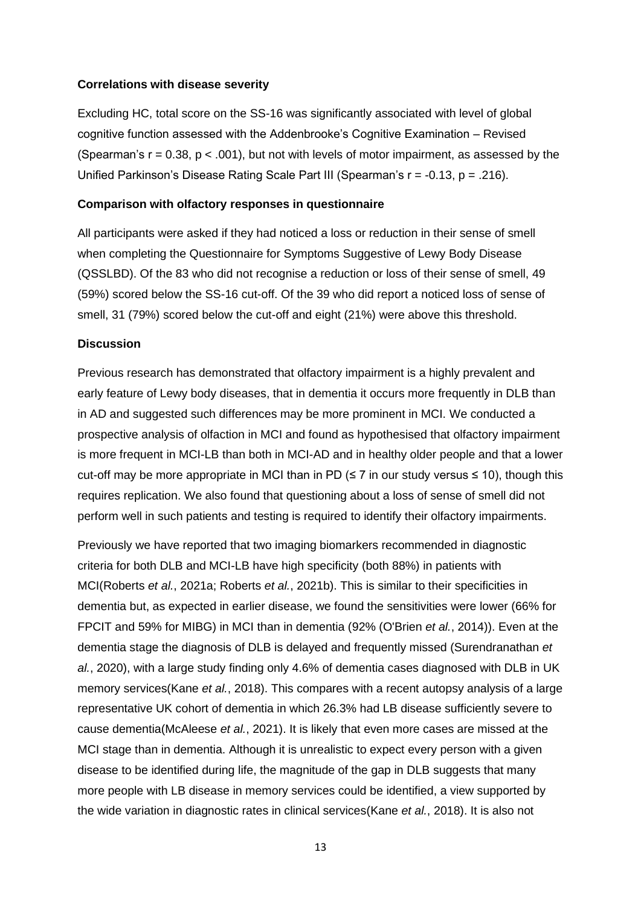**Correlations with disease severity**

Excluding HC, total score on the SS-16 was significantly associated with level of global cognitive function assessed with the Addenbrooke's Cognitive Examination – Revised (Spearman's $r = 0.38$, $p < .001$), but not with levels of motor impairment, as assessed by the Unified Parkinson's Disease Rating Scale Part III (Spearman's $r = -0.13$, $p = .216$).

**Comparison with olfactory responses in questionnaire**

All participants were asked if they had noticed a loss or reduction in their sense of smell when completing the Questionnaire for Symptoms Suggestive of Lewy Body Disease (QSSLBD). Of the 83 who did not recognise a reduction or loss of their sense of smell, 49 (59%) scored below the SS-16 cut-off. Of the 39 who did report a noticed loss of sense of smell, 31 (79%) scored below the cut-off and eight (21%) were above this threshold.

**Discussion**

Previous research has demonstrated that olfactory impairment is a highly prevalent and early feature of Lewy body diseases, that in dementia it occurs more frequently in DLB than in AD and suggested such differences may be more prominent in MCI. We conducted a prospective analysis of olfaction in MCI and found as hypothesised that olfactory impairment is more frequent in MCI-LB than both in MCI-AD and in healthy older people and that a lower cut-off may be more appropriate in MCI than in PD ($\leq 7$ in our study versus $\leq 10$), though this requires replication. We also found that questioning about a loss of sense of smell did not perform well in such patients and testing is required to identify their olfactory impairments.

Previously we have reported that two imaging biomarkers recommended in diagnostic criteria for both DLB and MCI-LB have high specificity (both 88%) in patients with MCI(Roberts *et al.*, 2021a; Roberts *et al.*, 2021b). This is similar to their specificities in dementia but, as expected in earlier disease, we found the sensitivities were lower (66% for FPCIT and 59% for MIBG) in MCI than in dementia (92% (O'Brien *et al.*, 2014)). Even at the dementia stage the diagnosis of DLB is delayed and frequently missed (Surendranathan *et al.*, 2020), with a large study finding only 4.6% of dementia cases diagnosed with DLB in UK memory services(Kane *et al.*, 2018). This compares with a recent autopsy analysis of a large representative UK cohort of dementia in which 26.3% had LB disease sufficiently severe to cause dementia(McAleese *et al.*, 2021). It is likely that even more cases are missed at the MCI stage than in dementia. Although it is unrealistic to expect every person with a given disease to be identified during life, the magnitude of the gap in DLB suggests that many more people with LB disease in memory services could be identified, a view supported by the wide variation in diagnostic rates in clinical services(Kane *et al.*, 2018). It is also not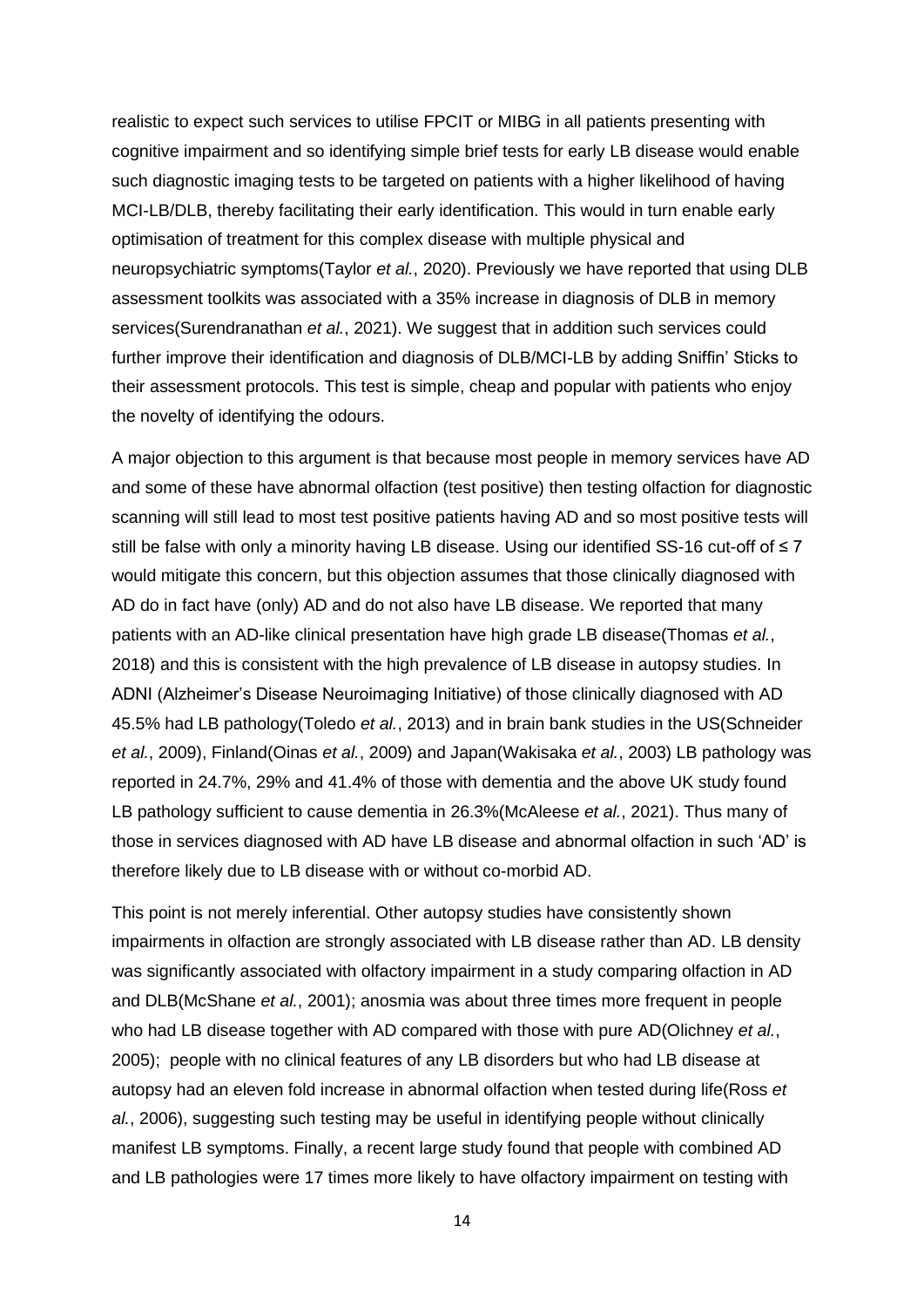realistic to expect such services to utilise FPCIT or MIBG in all patients presenting with cognitive impairment and so identifying simple brief tests for early LB disease would enable such diagnostic imaging tests to be targeted on patients with a higher likelihood of having MCI-LB/DLB, thereby facilitating their early identification. This would in turn enable early optimisation of treatment for this complex disease with multiple physical and neuropsychiatric symptoms(Taylor *et al.*, 2020). Previously we have reported that using DLB assessment toolkits was associated with a 35% increase in diagnosis of DLB in memory services(Surendranathan *et al.*, 2021). We suggest that in addition such services could further improve their identification and diagnosis of DLB/MCI-LB by adding Sniffin' Sticks to their assessment protocols. This test is simple, cheap and popular with patients who enjoy the novelty of identifying the odours.

A major objection to this argument is that because most people in memory services have AD and some of these have abnormal olfaction (test positive) then testing olfaction for diagnostic scanning will still lead to most test positive patients having AD and so most positive tests will still be false with only a minority having LB disease. Using our identified SS-16 cut-off of ≤ 7 would mitigate this concern, but this objection assumes that those clinically diagnosed with AD do in fact have (only) AD and do not also have LB disease. We reported that many patients with an AD-like clinical presentation have high grade LB disease(Thomas *et al.*, 2018) and this is consistent with the high prevalence of LB disease in autopsy studies. In ADNI (Alzheimer's Disease Neuroimaging Initiative) of those clinically diagnosed with AD 45.5% had LB pathology(Toledo *et al.*, 2013) and in brain bank studies in the US(Schneider *et al.*, 2009), Finland(Oinas *et al.*, 2009) and Japan(Wakisaka *et al.*, 2003) LB pathology was reported in 24.7%, 29% and 41.4% of those with dementia and the above UK study found LB pathology sufficient to cause dementia in 26.3%(McAleese *et al.*, 2021). Thus many of those in services diagnosed with AD have LB disease and abnormal olfaction in such 'AD' is therefore likely due to LB disease with or without co-morbid AD.

This point is not merely inferential. Other autopsy studies have consistently shown impairments in olfaction are strongly associated with LB disease rather than AD. LB density was significantly associated with olfactory impairment in a study comparing olfaction in AD and DLB(McShane *et al.*, 2001); anosmia was about three times more frequent in people who had LB disease together with AD compared with those with pure AD(Olichney *et al.*, 2005); people with no clinical features of any LB disorders but who had LB disease at autopsy had an eleven fold increase in abnormal olfaction when tested during life(Ross *et al.*, 2006), suggesting such testing may be useful in identifying people without clinically manifest LB symptoms. Finally, a recent large study found that people with combined AD and LB pathologies were 17 times more likely to have olfactory impairment on testing with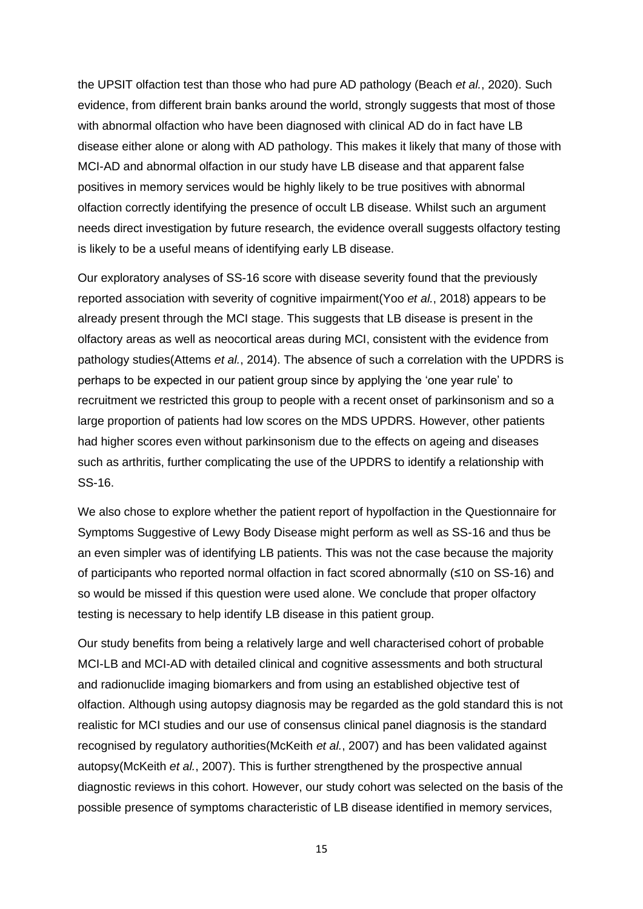the UPSIT olfaction test than those who had pure AD pathology (Beach *et al.*, 2020). Such evidence, from different brain banks around the world, strongly suggests that most of those with abnormal olfaction who have been diagnosed with clinical AD do in fact have LB disease either alone or along with AD pathology. This makes it likely that many of those with MCI-AD and abnormal olfaction in our study have LB disease and that apparent false positives in memory services would be highly likely to be true positives with abnormal olfaction correctly identifying the presence of occult LB disease. Whilst such an argument needs direct investigation by future research, the evidence overall suggests olfactory testing is likely to be a useful means of identifying early LB disease.

Our exploratory analyses of SS-16 score with disease severity found that the previously reported association with severity of cognitive impairment(Yoo *et al.*, 2018) appears to be already present through the MCI stage. This suggests that LB disease is present in the olfactory areas as well as neocortical areas during MCI, consistent with the evidence from pathology studies(Attems *et al.*, 2014). The absence of such a correlation with the UPDRS is perhaps to be expected in our patient group since by applying the 'one year rule' to recruitment we restricted this group to people with a recent onset of parkinsonism and so a large proportion of patients had low scores on the MDS UPDRS. However, other patients had higher scores even without parkinsonism due to the effects on ageing and diseases such as arthritis, further complicating the use of the UPDRS to identify a relationship with SS-16.

We also chose to explore whether the patient report of hypolfaction in the Questionnaire for Symptoms Suggestive of Lewy Body Disease might perform as well as SS-16 and thus be an even simpler was of identifying LB patients. This was not the case because the majority of participants who reported normal olfaction in fact scored abnormally (≤10 on SS-16) and so would be missed if this question were used alone. We conclude that proper olfactory testing is necessary to help identify LB disease in this patient group.

Our study benefits from being a relatively large and well characterised cohort of probable MCI-LB and MCI-AD with detailed clinical and cognitive assessments and both structural and radionuclide imaging biomarkers and from using an established objective test of olfaction. Although using autopsy diagnosis may be regarded as the gold standard this is not realistic for MCI studies and our use of consensus clinical panel diagnosis is the standard recognised by regulatory authorities(McKeith *et al.*, 2007) and has been validated against autopsy(McKeith *et al.*, 2007). This is further strengthened by the prospective annual diagnostic reviews in this cohort. However, our study cohort was selected on the basis of the possible presence of symptoms characteristic of LB disease identified in memory services,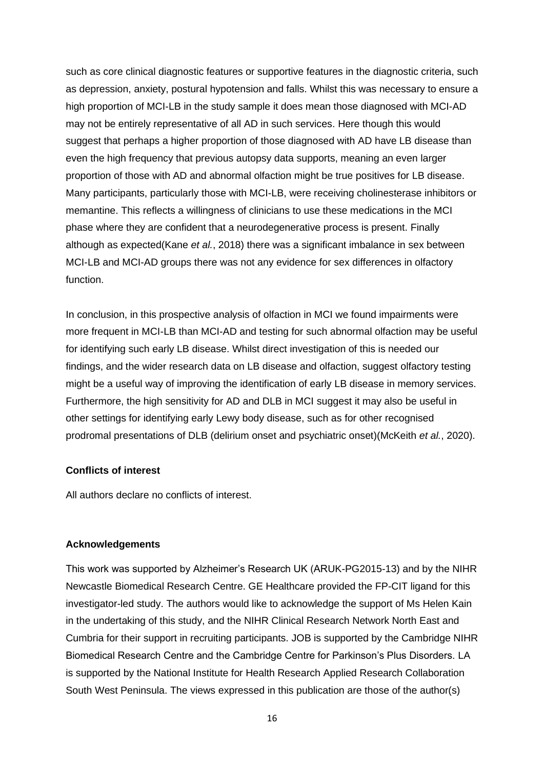such as core clinical diagnostic features or supportive features in the diagnostic criteria, such as depression, anxiety, postural hypotension and falls. Whilst this was necessary to ensure a high proportion of MCI-LB in the study sample it does mean those diagnosed with MCI-AD may not be entirely representative of all AD in such services. Here though this would suggest that perhaps a higher proportion of those diagnosed with AD have LB disease than even the high frequency that previous autopsy data supports, meaning an even larger proportion of those with AD and abnormal olfaction might be true positives for LB disease. Many participants, particularly those with MCI-LB, were receiving cholinesterase inhibitors or memantine. This reflects a willingness of clinicians to use these medications in the MCI phase where they are confident that a neurodegenerative process is present. Finally although as expected(Kane *et al.*, 2018) there was a significant imbalance in sex between MCI-LB and MCI-AD groups there was not any evidence for sex differences in olfactory function.

In conclusion, in this prospective analysis of olfaction in MCI we found impairments were more frequent in MCI-LB than MCI-AD and testing for such abnormal olfaction may be useful for identifying such early LB disease. Whilst direct investigation of this is needed our findings, and the wider research data on LB disease and olfaction, suggest olfactory testing might be a useful way of improving the identification of early LB disease in memory services. Furthermore, the high sensitivity for AD and DLB in MCI suggest it may also be useful in other settings for identifying early Lewy body disease, such as for other recognised prodromal presentations of DLB (delirium onset and psychiatric onset)(McKeith *et al.*, 2020).

**Conflicts of interest**

All authors declare no conflicts of interest.

**Acknowledgements**

This work was supported by Alzheimer's Research UK (ARUK-PG2015-13) and by the NIHR Newcastle Biomedical Research Centre. GE Healthcare provided the FP-CIT ligand for this investigator-led study. The authors would like to acknowledge the support of Ms Helen Kain in the undertaking of this study, and the NIHR Clinical Research Network North East and Cumbria for their support in recruiting participants. JOB is supported by the Cambridge NIHR Biomedical Research Centre and the Cambridge Centre for Parkinson's Plus Disorders. LA is supported by the National Institute for Health Research Applied Research Collaboration South West Peninsula. The views expressed in this publication are those of the author(s)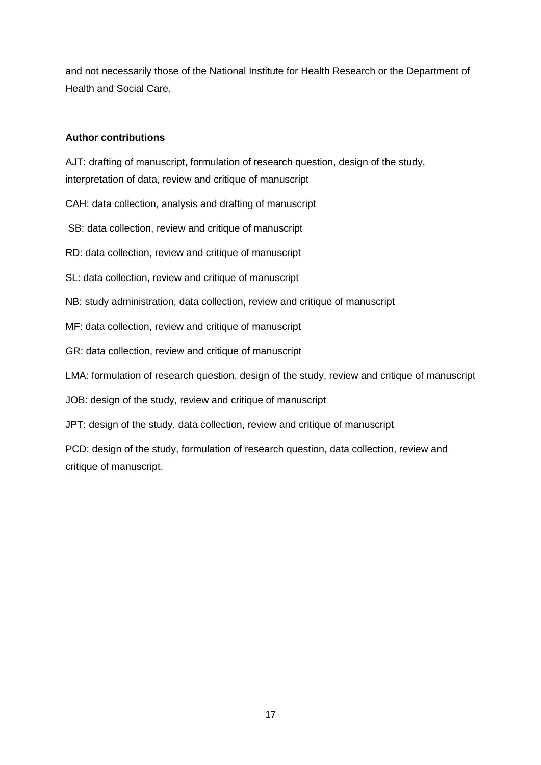and not necessarily those of the National Institute for Health Research or the Department of Health and Social Care.

**Author contributions**

AJT: drafting of manuscript, formulation of research question, design of the study, interpretation of data, review and critique of manuscript

CAH: data collection, analysis and drafting of manuscript

SB: data collection, review and critique of manuscript

RD: data collection, review and critique of manuscript

SL: data collection, review and critique of manuscript

NB: study administration, data collection, review and critique of manuscript

MF: data collection, review and critique of manuscript

GR: data collection, review and critique of manuscript

LMA: formulation of research question, design of the study, review and critique of manuscript

JOB: design of the study, review and critique of manuscript

JPT: design of the study, data collection, review and critique of manuscript

PCD: design of the study, formulation of research question, data collection, review and critique of manuscript.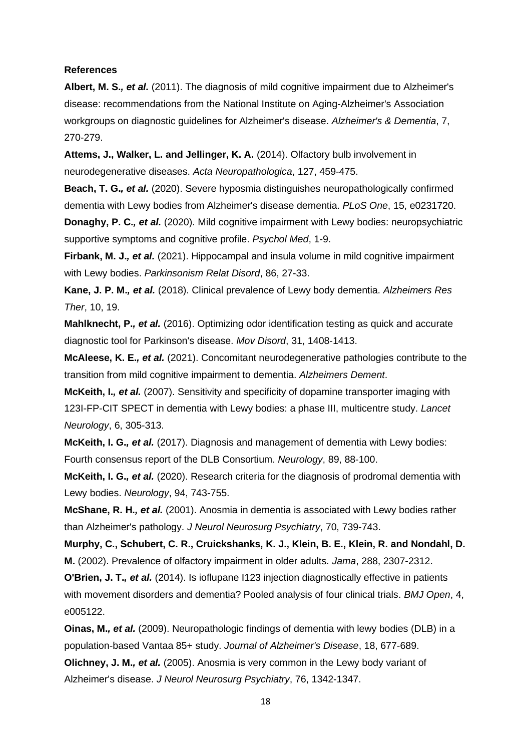**References**

**Albert, M. S.*, et al.*** (2011). The diagnosis of mild cognitive impairment due to Alzheimer's disease: recommendations from the National Institute on Aging-Alzheimer's Association workgroups on diagnostic guidelines for Alzheimer's disease. *Alzheimer's & Dementia*, 7, 270-279.

**Attems, J., Walker, L. and Jellinger, K. A.** (2014). Olfactory bulb involvement in neurodegenerative diseases. *Acta Neuropathologica*, 127, 459-475.

**Beach, T. G.*, et al.*** (2020). Severe hyposmia distinguishes neuropathologically confirmed dementia with Lewy bodies from Alzheimer's disease dementia. *PLoS One*, 15, e0231720.

**Donaghy, P. C.*, et al.*** (2020). Mild cognitive impairment with Lewy bodies: neuropsychiatric supportive symptoms and cognitive profile. *Psychol Med*, 1-9.

**Firbank, M. J.*, et al.*** (2021). Hippocampal and insula volume in mild cognitive impairment with Lewy bodies. *Parkinsonism Relat Disord*, 86, 27-33.

**Kane, J. P. M.*, et al.*** (2018). Clinical prevalence of Lewy body dementia. *Alzheimers Res Ther*, 10, 19.

**Mahlknecht, P.*, et al.*** (2016). Optimizing odor identification testing as quick and accurate diagnostic tool for Parkinson's disease. *Mov Disord*, 31, 1408-1413.

**McAleese, K. E.*, et al.*** (2021). Concomitant neurodegenerative pathologies contribute to the transition from mild cognitive impairment to dementia. *Alzheimers Dement*.

**McKeith, I.*, et al.*** (2007). Sensitivity and specificity of dopamine transporter imaging with 123I-FP-CIT SPECT in dementia with Lewy bodies: a phase III, multicentre study. *Lancet Neurology*, 6, 305-313.

**McKeith, I. G.*, et al.*** (2017). Diagnosis and management of dementia with Lewy bodies: Fourth consensus report of the DLB Consortium. *Neurology*, 89, 88-100.

**McKeith, I. G.*, et al.*** (2020). Research criteria for the diagnosis of prodromal dementia with Lewy bodies. *Neurology*, 94, 743-755.

**McShane, R. H.*, et al.*** (2001). Anosmia in dementia is associated with Lewy bodies rather than Alzheimer's pathology. *J Neurol Neurosurg Psychiatry*, 70, 739-743.

**Murphy, C., Schubert, C. R., Cruickshanks, K. J., Klein, B. E., Klein, R. and Nondahl, D. M.** (2002). Prevalence of olfactory impairment in older adults. *Jama*, 288, 2307-2312.

**O'Brien, J. T.*, et al.*** (2014). Is ioflupane I123 injection diagnostically effective in patients with movement disorders and dementia? Pooled analysis of four clinical trials. *BMJ Open*, 4, e005122.

**Oinas, M.*, et al.*** (2009). Neuropathologic findings of dementia with lewy bodies (DLB) in a population-based Vantaa 85+ study. *Journal of Alzheimer's Disease*, 18, 677-689.

**Olichney, J. M.*, et al.*** (2005). Anosmia is very common in the Lewy body variant of Alzheimer's disease. *J Neurol Neurosurg Psychiatry*, 76, 1342-1347.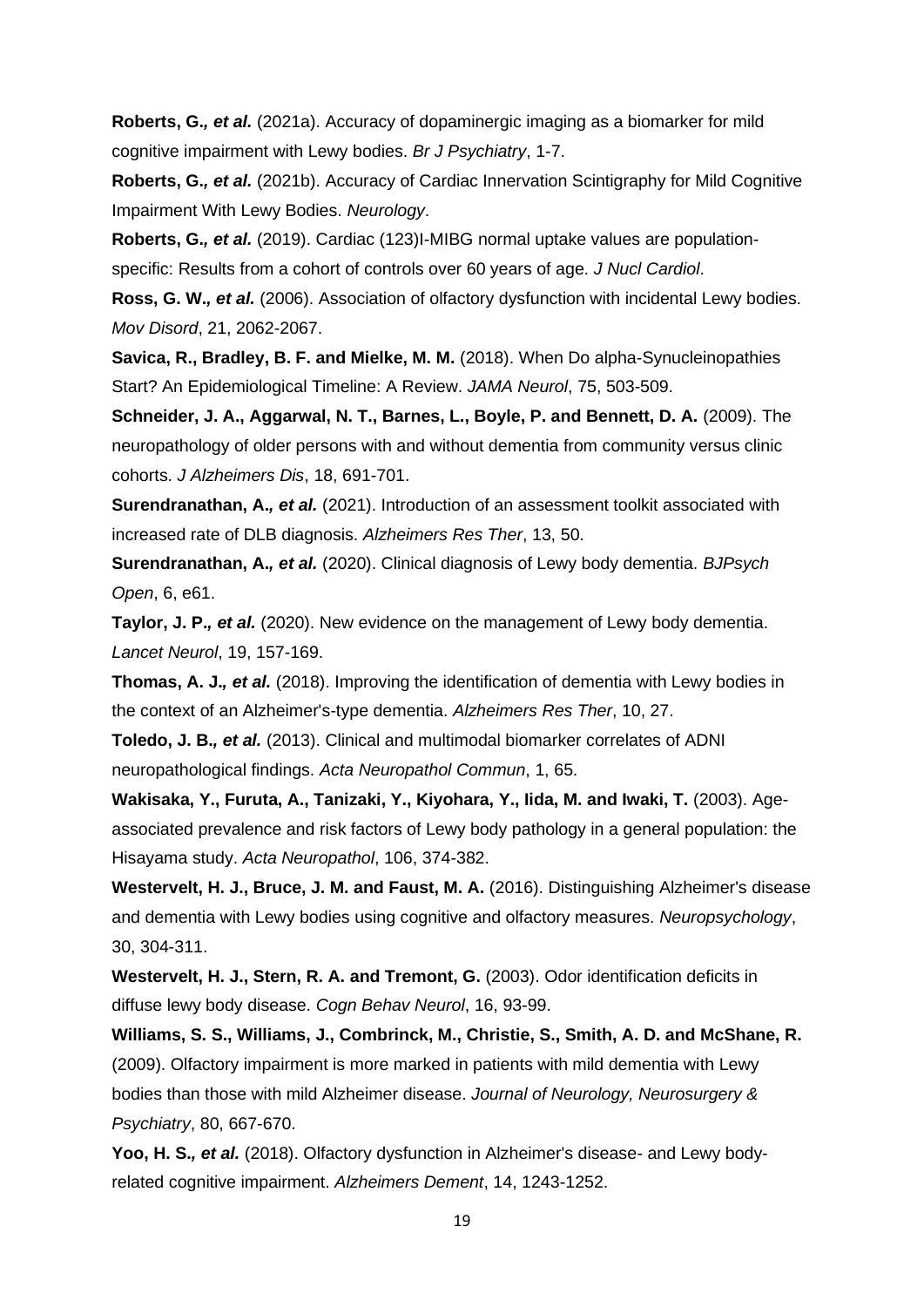**Roberts, G.*, et al.*** (2021a). Accuracy of dopaminergic imaging as a biomarker for mild cognitive impairment with Lewy bodies. *Br J Psychiatry*, 1-7.

**Roberts, G.*, et al.*** (2021b). Accuracy of Cardiac Innervation Scintigraphy for Mild Cognitive Impairment With Lewy Bodies. *Neurology*.

**Roberts, G.*, et al.*** (2019). Cardiac (123)I-MIBG normal uptake values are population-specific: Results from a cohort of controls over 60 years of age. *J Nucl Cardiol*.

**Ross, G. W.*, et al.*** (2006). Association of olfactory dysfunction with incidental Lewy bodies. *Mov Disord*, 21, 2062-2067.

**Savica, R., Bradley, B. F. and Mielke, M. M.** (2018). When Do alpha-Synucleinopathies Start? An Epidemiological Timeline: A Review. *JAMA Neurol*, 75, 503-509.

**Schneider, J. A., Aggarwal, N. T., Barnes, L., Boyle, P. and Bennett, D. A.** (2009). The neuropathology of older persons with and without dementia from community versus clinic cohorts. *J Alzheimers Dis*, 18, 691-701.

**Surendranathan, A.*, et al.*** (2021). Introduction of an assessment toolkit associated with increased rate of DLB diagnosis. *Alzheimers Res Ther*, 13, 50.

**Surendranathan, A.*, et al.*** (2020). Clinical diagnosis of Lewy body dementia. *BJPsych Open*, 6, e61.

**Taylor, J. P.*, et al.*** (2020). New evidence on the management of Lewy body dementia. *Lancet Neurol*, 19, 157-169.

**Thomas, A. J.*, et al.*** (2018). Improving the identification of dementia with Lewy bodies in the context of an Alzheimer's-type dementia. *Alzheimers Res Ther*, 10, 27.

**Toledo, J. B.*, et al.*** (2013). Clinical and multimodal biomarker correlates of ADNI neuropathological findings. *Acta Neuropathol Commun*, 1, 65.

**Wakisaka, Y., Furuta, A., Tanizaki, Y., Kiyohara, Y., Iida, M. and Iwaki, T.** (2003). Age-associated prevalence and risk factors of Lewy body pathology in a general population: the Hisayama study. *Acta Neuropathol*, 106, 374-382.

**Westervelt, H. J., Bruce, J. M. and Faust, M. A.** (2016). Distinguishing Alzheimer's disease and dementia with Lewy bodies using cognitive and olfactory measures. *Neuropsychology*, 30, 304-311.

**Westervelt, H. J., Stern, R. A. and Tremont, G.** (2003). Odor identification deficits in diffuse lewy body disease. *Cogn Behav Neurol*, 16, 93-99.

**Williams, S. S., Williams, J., Combrinck, M., Christie, S., Smith, A. D. and McShane, R.** (2009). Olfactory impairment is more marked in patients with mild dementia with Lewy bodies than those with mild Alzheimer disease. *Journal of Neurology, Neurosurgery & Psychiatry*, 80, 667-670.

**Yoo, H. S.*, et al.*** (2018). Olfactory dysfunction in Alzheimer's disease- and Lewy body-related cognitive impairment. *Alzheimers Dement*, 14, 1243-1252.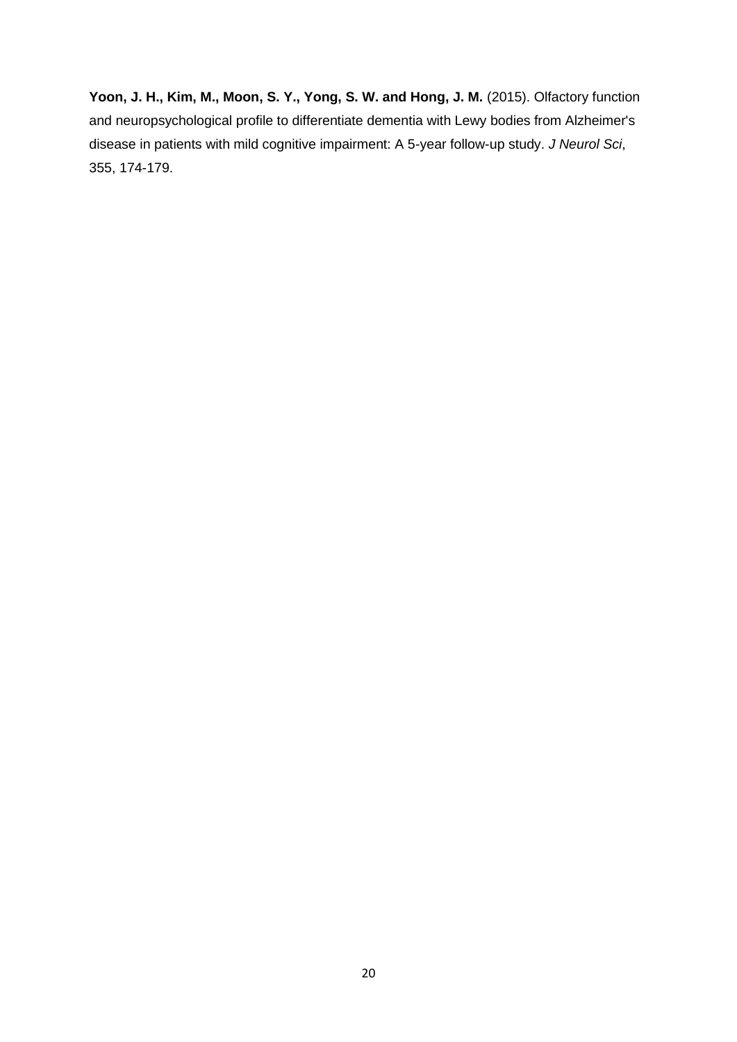**Yoon, J. H., Kim, M., Moon, S. Y., Yong, S. W. and Hong, J. M.** (2015). Olfactory function and neuropsychological profile to differentiate dementia with Lewy bodies from Alzheimer's disease in patients with mild cognitive impairment: A 5-year follow-up study. *J Neurol Sci*, 355, 174-179.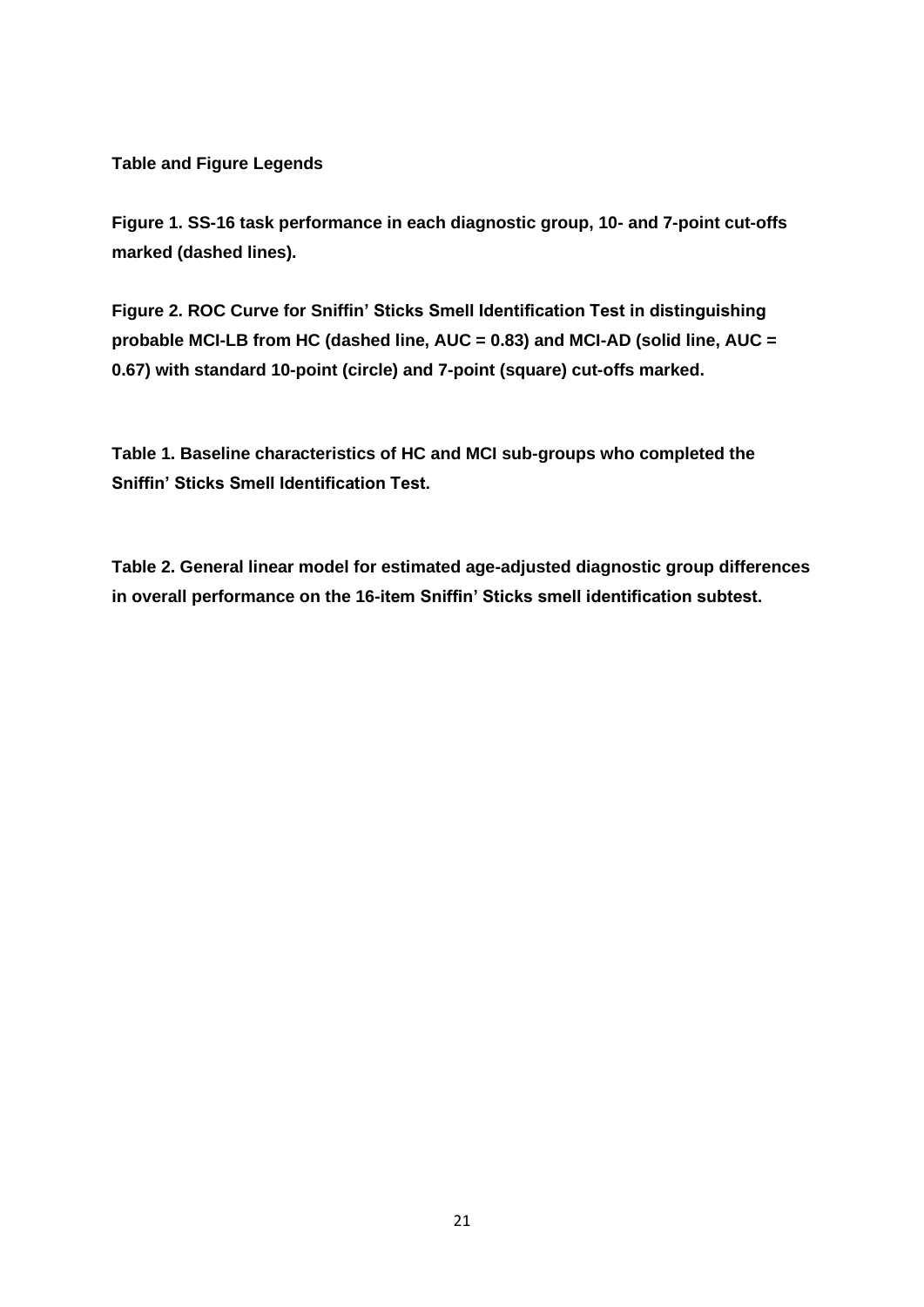**Table and Figure Legends**

**Figure 1. SS-16 task performance in each diagnostic group, 10- and 7-point cut-offs marked (dashed lines).**

**Figure 2. ROC Curve for Sniffin' Sticks Smell Identification Test in distinguishing probable MCI-LB from HC (dashed line, AUC = 0.83) and MCI-AD (solid line, AUC = 0.67) with standard 10-point (circle) and 7-point (square) cut-offs marked.**

**Table 1. Baseline characteristics of HC and MCI sub-groups who completed the Sniffin' Sticks Smell Identification Test.**

**Table 2. General linear model for estimated age-adjusted diagnostic group differences in overall performance on the 16-item Sniffin' Sticks smell identification subtest.**